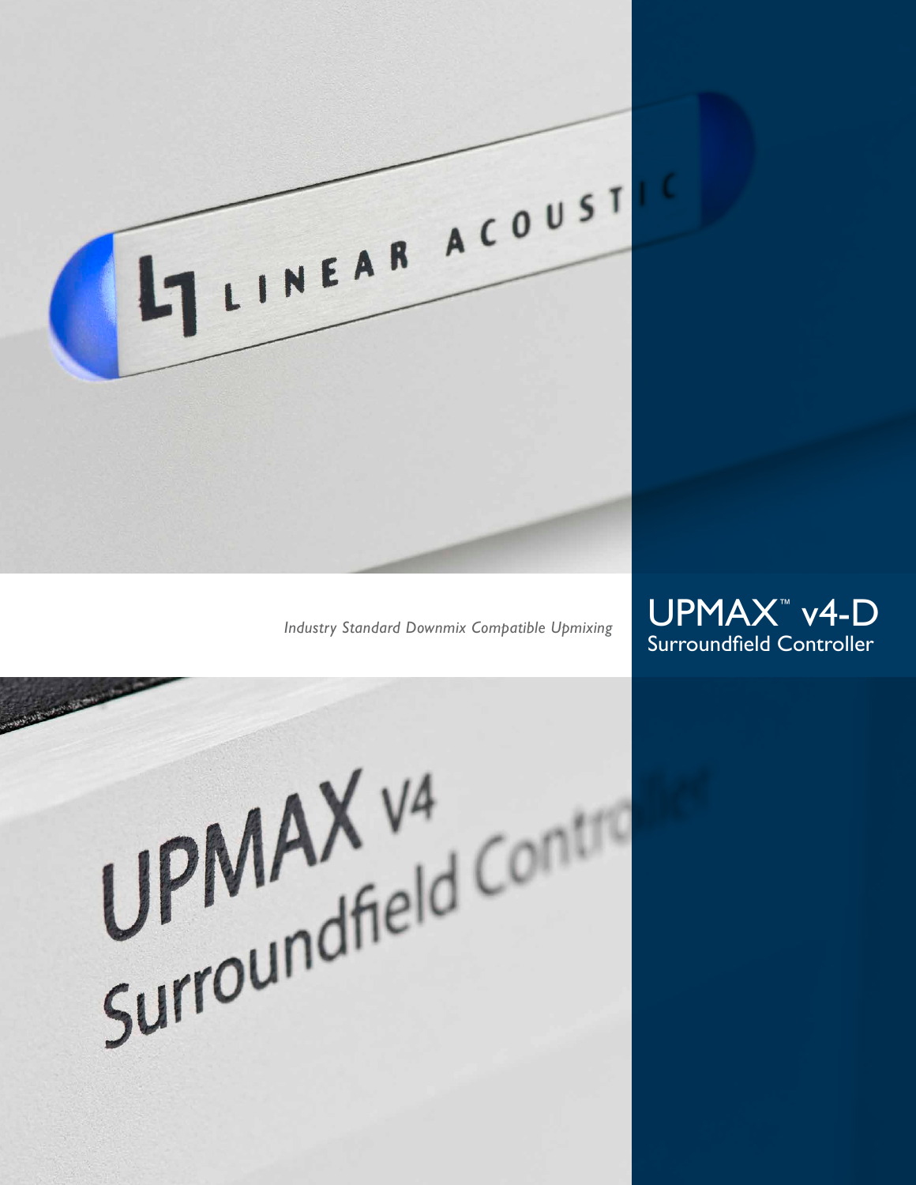# UPMAX™ v4-D
## Surroundfield Controller

*Industry Standard Downmix Compatible Upmixing*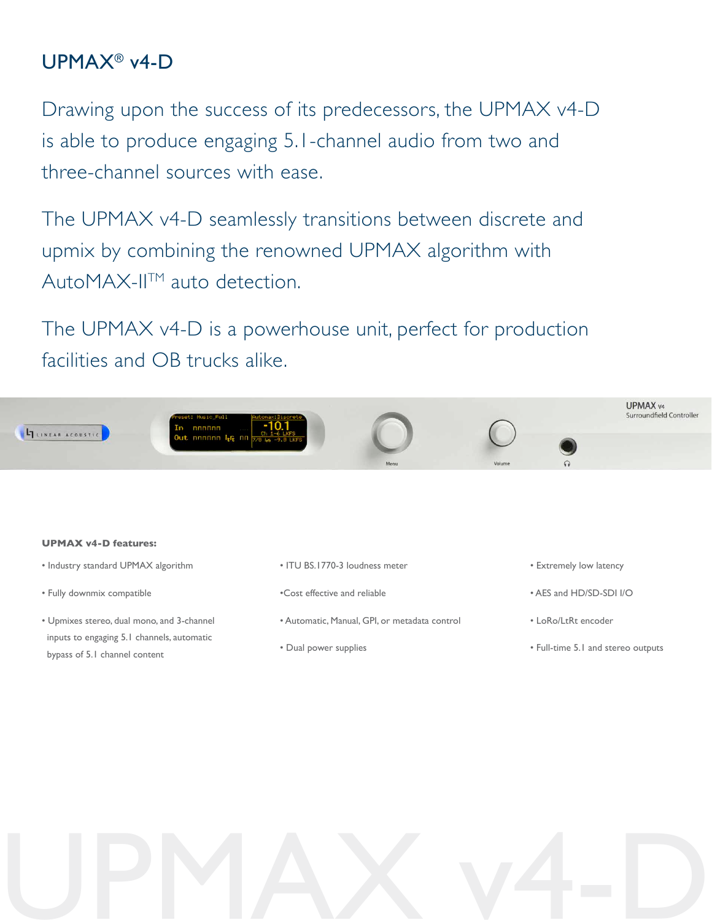# UPMAX® v4-D

Drawing upon the success of its predecessors, the UPMAX v4-D is able to produce engaging 5.1-channel audio from two and three-channel sources with ease.

The UPMAX v4-D seamlessly transitions between discrete and upmix by combining the renowned UPMAX algorithm with AutoMAX-II™ auto detection.

The UPMAX v4-D is a powerhouse unit, perfect for production facilities and OB trucks alike.

**UPMAX v4-D features:**

- Industry standard UPMAX algorithm
- Fully downmix compatible
- Upmixes stereo, dual mono, and 3-channel inputs to engaging 5.1 channels, automatic bypass of 5.1 channel content
- ITU BS.1770-3 loudness meter
- Cost effective and reliable
- Automatic, Manual, GPI, or metadata control
- Dual power supplies
- Extremely low latency
- AES and HD/SD-SDI I/O
- LoRo/LtRt encoder
- Full-time 5.1 and stereo outputs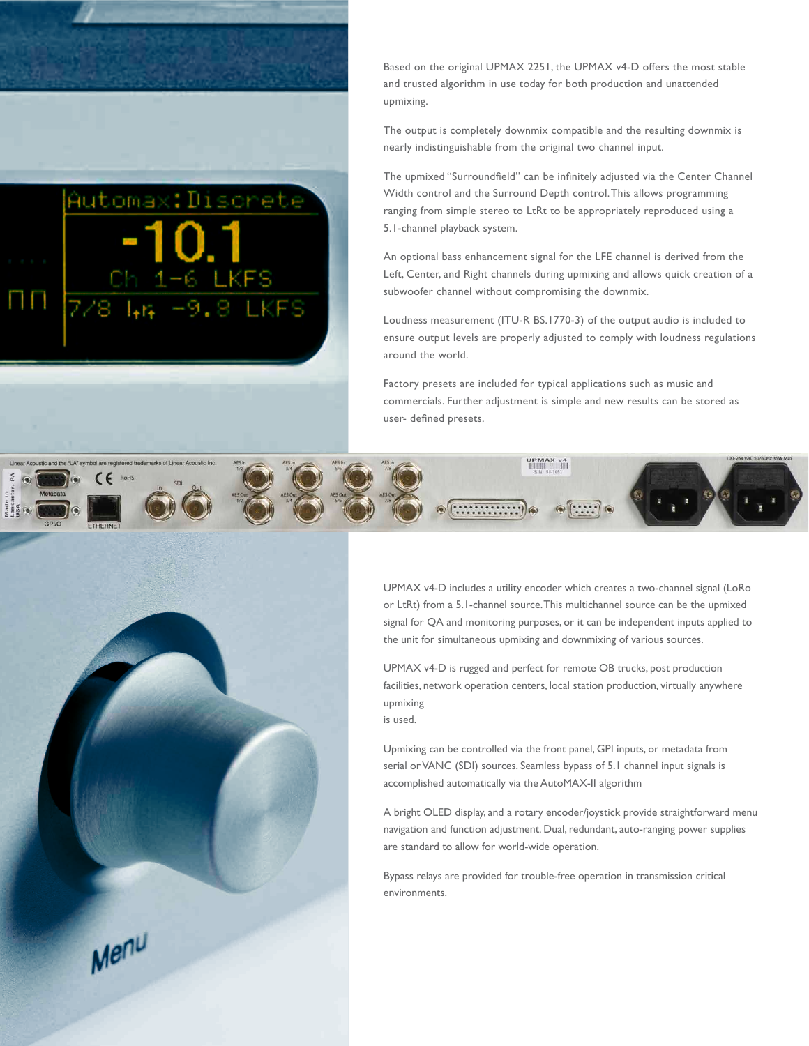Based on the original UPMAX 2251, the UPMAX v4-D offers the most stable and trusted algorithm in use today for both production and unattended upmixing.

The output is completely downmix compatible and the resulting downmix is nearly indistinguishable from the original two channel input.

The upmixed "Surroundfield" can be infinitely adjusted via the Center Channel Width control and the Surround Depth control. This allows programming ranging from simple stereo to LtRt to be appropriately reproduced using a 5.1-channel playback system.

An optional bass enhancement signal for the LFE channel is derived from the Left, Center, and Right channels during upmixing and allows quick creation of a subwoofer channel without compromising the downmix.

Loudness measurement (ITU-R BS.1770-3) of the output audio is included to ensure output levels are properly adjusted to comply with loudness regulations around the world.

Factory presets are included for typical applications such as music and commercials. Further adjustment is simple and new results can be stored as user- defined presets.

UPMAX v4-D includes a utility encoder which creates a two-channel signal (LoRo or LtRt) from a 5.1-channel source. This multichannel source can be the upmixed signal for QA and monitoring purposes, or it can be independent inputs applied to the unit for simultaneous upmixing and downmixing of various sources.

UPMAX v4-D is rugged and perfect for remote OB trucks, post production facilities, network operation centers, local station production, virtually anywhere upmixing is used.

Upmixing can be controlled via the front panel, GPI inputs, or metadata from serial or VANC (SDI) sources. Seamless bypass of 5.1 channel input signals is accomplished automatically via the AutoMAX-II algorithm

A bright OLED display, and a rotary encoder/joystick provide straightforward menu navigation and function adjustment. Dual, redundant, auto-ranging power supplies are standard to allow for world-wide operation.

Bypass relays are provided for trouble-free operation in transmission critical environments.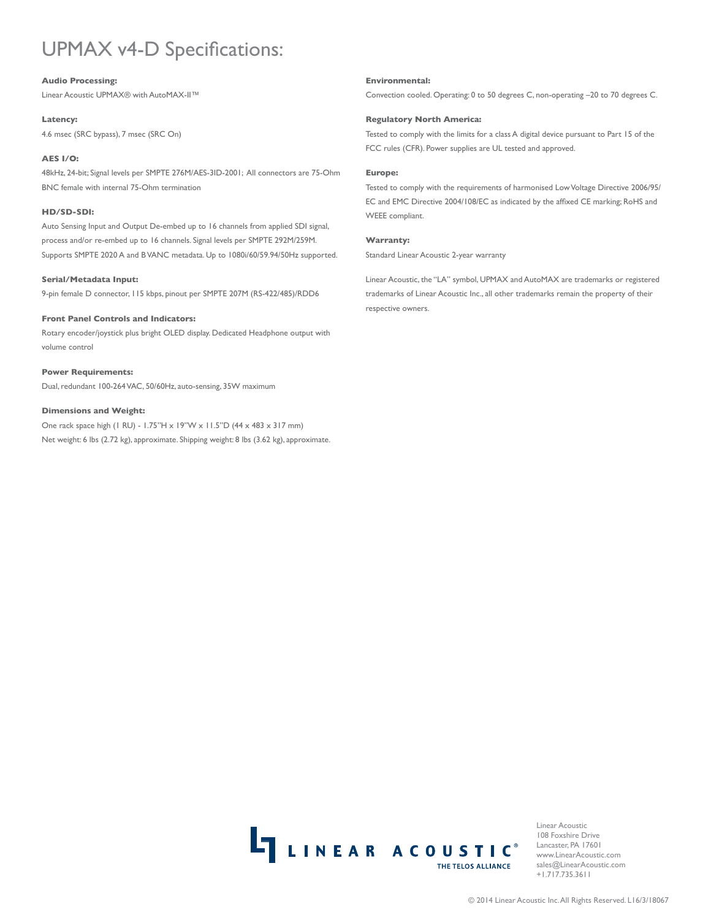# UPMAX v4-D Specifications:

**Audio Processing:**
Linear Acoustic UPMAX® with AutoMAX-II™

**Latency:**
4.6 msec (SRC bypass), 7 msec (SRC On)

**AES I/O:**
48kHz, 24-bit; Signal levels per SMPTE 276M/AES-3ID-2001; All connectors are 75-Ohm BNC female with internal 75-Ohm termination

**HD/SD-SDI:**
Auto Sensing Input and Output De-embed up to 16 channels from applied SDI signal, process and/or re-embed up to 16 channels. Signal levels per SMPTE 292M/259M. Supports SMPTE 2020 A and B VANC metadata. Up to 1080i/60/59.94/50Hz supported.

**Serial/Metadata Input:**
9-pin female D connector, 115 kbps, pinout per SMPTE 207M (RS-422/485)/RDD6

**Front Panel Controls and Indicators:**
Rotary encoder/joystick plus bright OLED display. Dedicated Headphone output with volume control

**Power Requirements:**
Dual, redundant 100-264 VAC, 50/60Hz, auto-sensing, 35W maximum

**Dimensions and Weight:**
One rack space high (1 RU) - 1.75"H x 19"W x 11.5"D (44 x 483 x 317 mm)
Net weight: 6 lbs (2.72 kg), approximate. Shipping weight: 8 lbs (3.62 kg), approximate.

**Environmental:**
Convection cooled. Operating: 0 to 50 degrees C, non-operating –20 to 70 degrees C.

**Regulatory North America:**
Tested to comply with the limits for a class A digital device pursuant to Part 15 of the FCC rules (CFR). Power supplies are UL tested and approved.

**Europe:**
Tested to comply with the requirements of harmonised Low Voltage Directive 2006/95/EC and EMC Directive 2004/108/EC as indicated by the affixed CE marking; RoHS and WEEE compliant.

**Warranty:**
Standard Linear Acoustic 2-year warranty

Linear Acoustic, the "LA" symbol, UPMAX and AutoMAX are trademarks or registered trademarks of Linear Acoustic Inc., all other trademarks remain the property of their respective owners.

LINEAR ACOUSTIC®
THE TELOS ALLIANCE

Linear Acoustic
108 Foxshire Drive
Lancaster, PA 17601
www.LinearAcoustic.com
sales@LinearAcoustic.com
+1.717.735.3611

© 2014 Linear Acoustic Inc. All Rights Reserved. L16/3/18067